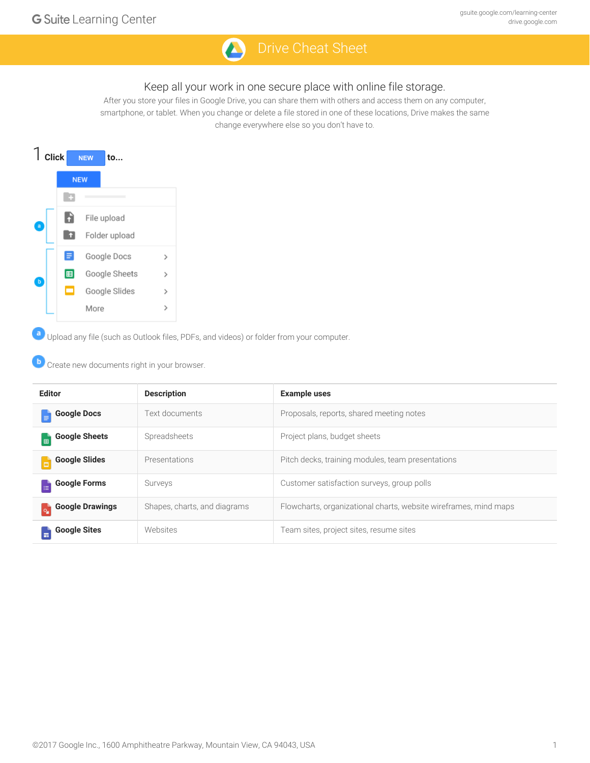# Drive Cheat Sheet

## Keep all your work in one secure place with online file storage.

After you store your files in Google Drive, you can share them with others and access them on any computer, smartphone, or tablet. When you change or delete a file stored in one of these locations, Drive makes the same change everywhere else so you don't have to.

## 1 Click NEW to...

NEW

- a
  - File upload
  - Folder upload
- b
  - Google Docs
  - Google Sheets
  - Google Slides
  - More

**a** Upload any file (such as Outlook files, PDFs, and videos) or folder from your computer.

**b** Create new documents right in your browser.

| Editor | Description | Example uses |
|---|---|---|
| **Google Docs** | Text documents | Proposals, reports, shared meeting notes |
| **Google Sheets** | Spreadsheets | Project plans, budget sheets |
| **Google Slides** | Presentations | Pitch decks, training modules, team presentations |
| **Google Forms** | Surveys | Customer satisfaction surveys, group polls |
| **Google Drawings** | Shapes, charts, and diagrams | Flowcharts, organizational charts, website wireframes, mind maps |
| **Google Sites** | Websites | Team sites, project sites, resume sites |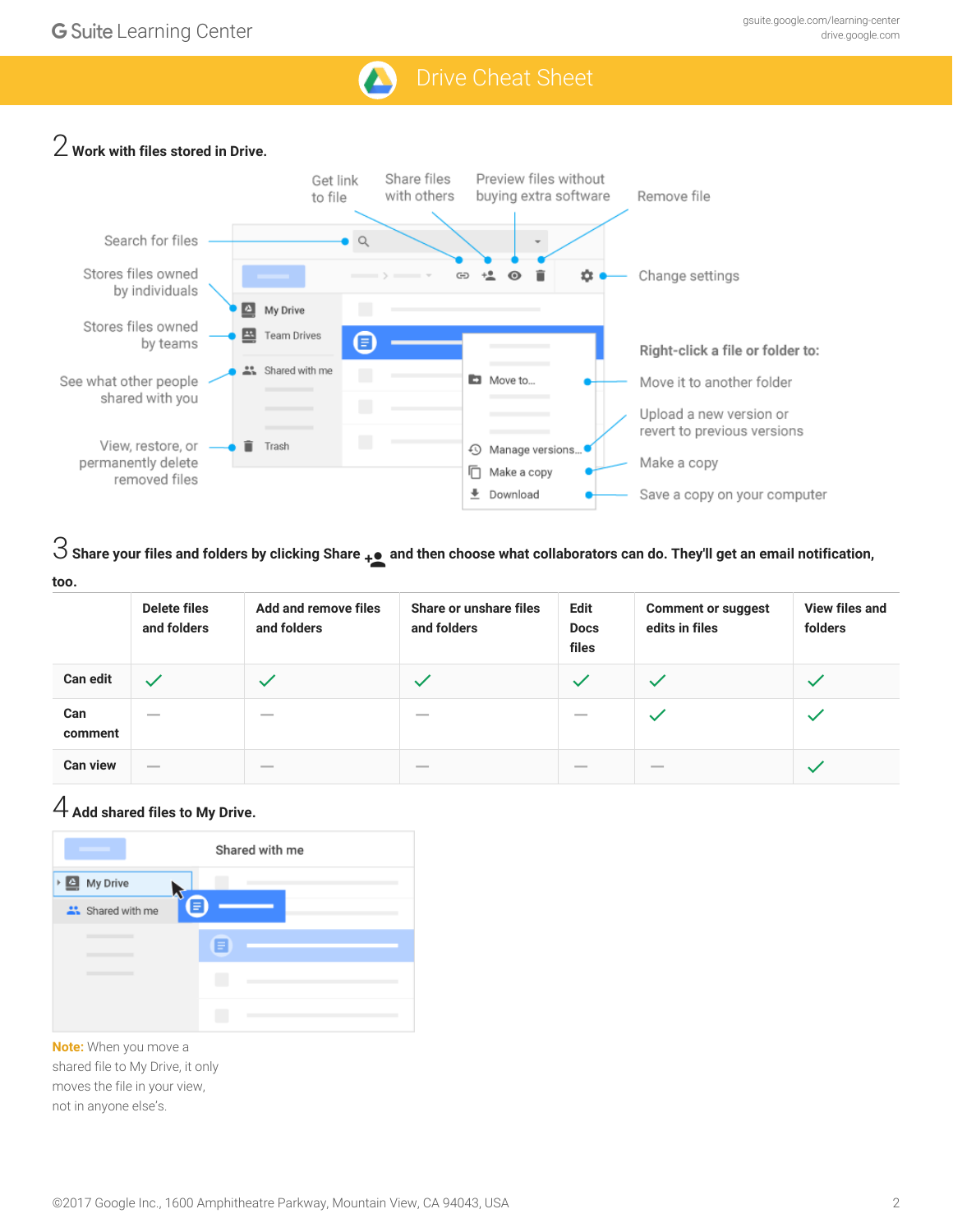G Suite Learning Center

gsuite.google.com/learning-center
drive.google.com

# Drive Cheat Sheet

## 2 Work with files stored in Drive.

- Search for files
- Get link to file
- Share files with others
- Preview files without buying extra software
- Remove file
- Change settings
- Stores files owned by individuals (My Drive)
- Stores files owned by teams (Team Drives)
- See what other people shared with you (Shared with me)
- View, restore, or permanently delete removed files (Trash)

**Right-click a file or folder to:**

- Move it to another folder (Move to...)
- Upload a new version or revert to previous versions (Manage versions...)
- Make a copy (Make a copy)
- Save a copy on your computer (Download)

## 3 Share your files and folders by clicking Share and then choose what collaborators can do. They'll get an email notification, too.

| | Delete files and folders | Add and remove files and folders | Share or unshare files and folders | Edit Docs files | Comment or suggest edits in files | View files and folders |
|---|---|---|---|---|---|---|
| **Can edit** | ✓ | ✓ | ✓ | ✓ | ✓ | ✓ |
| **Can comment** | — | — | — | — | ✓ | ✓ |
| **Can view** | — | — | — | — | — | ✓ |

## 4 Add shared files to My Drive.

Shared with me

My Drive

Shared with me

**Note:** When you move a shared file to My Drive, it only moves the file in your view, not in anyone else's.

©2017 Google Inc., 1600 Amphitheatre Parkway, Mountain View, CA 94043, USA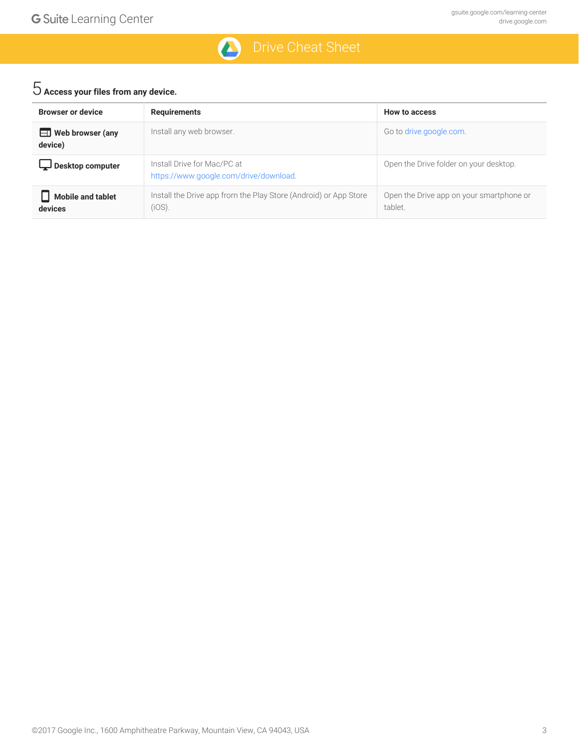## 5 Access your files from any device.

| Browser or device | Requirements | How to access |
|---|---|---|
| **Web browser (any device)** | Install any web browser. | Go to drive.google.com. |
| **Desktop computer** | Install Drive for Mac/PC at https://www.google.com/drive/download. | Open the Drive folder on your desktop. |
| **Mobile and tablet devices** | Install the Drive app from the Play Store (Android) or App Store (iOS). | Open the Drive app on your smartphone or tablet. |

©2017 Google Inc., 1600 Amphitheatre Parkway, Mountain View, CA 94043, USA